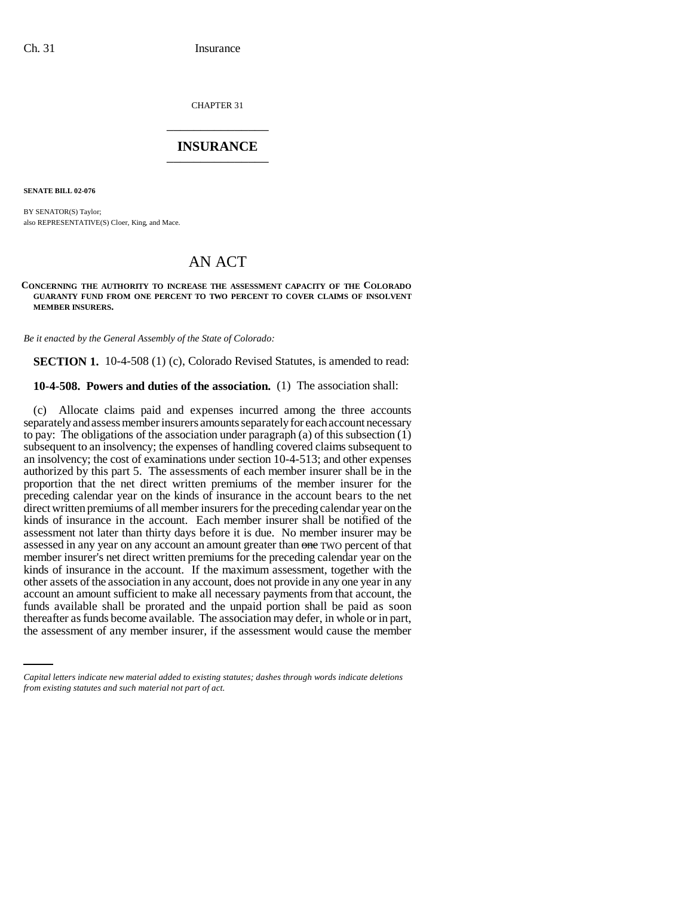CHAPTER 31

## INSURANCE

**SENATE BILL 02-076**

BY SENATOR(S) Taylor;
also REPRESENTATIVE(S) Cloer, King, and Mace.

# AN ACT

**CONCERNING THE AUTHORITY TO INCREASE THE ASSESSMENT CAPACITY OF THE COLORADO GUARANTY FUND FROM ONE PERCENT TO TWO PERCENT TO COVER CLAIMS OF INSOLVENT MEMBER INSURERS.**

*Be it enacted by the General Assembly of the State of Colorado:*

**SECTION 1.** 10-4-508 (1) (c), Colorado Revised Statutes, is amended to read:

**10-4-508. Powers and duties of the association.** (1) The association shall:

(c) Allocate claims paid and expenses incurred among the three accounts separately and assess member insurers amounts separately for each account necessary to pay: The obligations of the association under paragraph (a) of this subsection (1) subsequent to an insolvency; the expenses of handling covered claims subsequent to an insolvency; the cost of examinations under section 10-4-513; and other expenses authorized by this part 5. The assessments of each member insurer shall be in the proportion that the net direct written premiums of the member insurer for the preceding calendar year on the kinds of insurance in the account bears to the net direct written premiums of all member insurers for the preceding calendar year on the kinds of insurance in the account. Each member insurer shall be notified of the assessment not later than thirty days before it is due. No member insurer may be assessed in any year on any account an amount greater than ~~one~~ TWO percent of that member insurer's net direct written premiums for the preceding calendar year on the kinds of insurance in the account. If the maximum assessment, together with the other assets of the association in any account, does not provide in any one year in any account an amount sufficient to make all necessary payments from that account, the funds available shall be prorated and the unpaid portion shall be paid as soon thereafter as funds become available. The association may defer, in whole or in part, the assessment of any member insurer, if the assessment would cause the member

*Capital letters indicate new material added to existing statutes; dashes through words indicate deletions from existing statutes and such material not part of act.*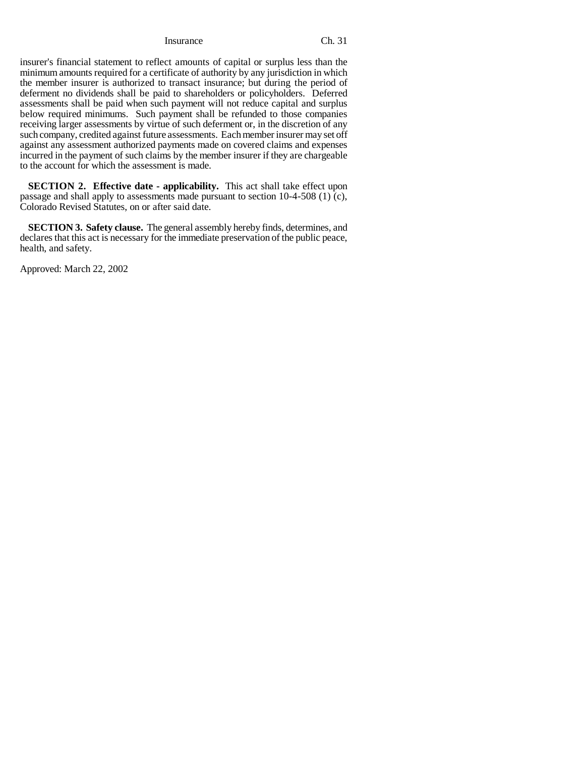insurer's financial statement to reflect amounts of capital or surplus less than the minimum amounts required for a certificate of authority by any jurisdiction in which the member insurer is authorized to transact insurance; but during the period of deferment no dividends shall be paid to shareholders or policyholders. Deferred assessments shall be paid when such payment will not reduce capital and surplus below required minimums. Such payment shall be refunded to those companies receiving larger assessments by virtue of such deferment or, in the discretion of any such company, credited against future assessments. Each member insurer may set off against any assessment authorized payments made on covered claims and expenses incurred in the payment of such claims by the member insurer if they are chargeable to the account for which the assessment is made.

**SECTION 2. Effective date - applicability.** This act shall take effect upon passage and shall apply to assessments made pursuant to section 10-4-508 (1) (c), Colorado Revised Statutes, on or after said date.

**SECTION 3. Safety clause.** The general assembly hereby finds, determines, and declares that this act is necessary for the immediate preservation of the public peace, health, and safety.

Approved: March 22, 2002